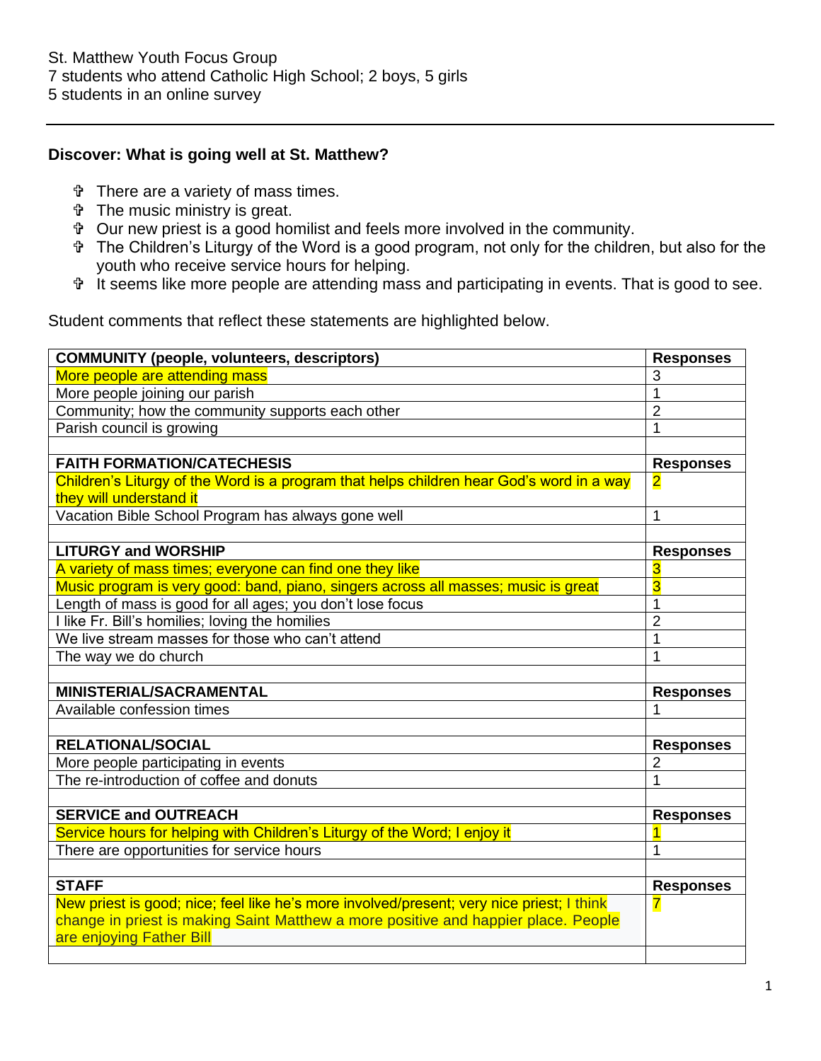St. Matthew Youth Focus Group
7 students who attend Catholic High School; 2 boys, 5 girls
5 students in an online survey

---

**Discover: What is going well at St. Matthew?**

- There are a variety of mass times.
- The music ministry is great.
- Our new priest is a good homilist and feels more involved in the community.
- The Children's Liturgy of the Word is a good program, not only for the children, but also for the youth who receive service hours for helping.
- It seems like more people are attending mass and participating in events. That is good to see.

Student comments that reflect these statements are highlighted below.

| **COMMUNITY (people, volunteers, descriptors)** | **Responses** |
|---|---|
| More people are attending mass | 3 |
| More people joining our parish | 1 |
| Community; how the community supports each other | 2 |
| Parish council is growing | 1 |
| | |
| **FAITH FORMATION/CATECHESIS** | **Responses** |
| Children's Liturgy of the Word is a program that helps children hear God's word in a way they will understand it | 2 |
| Vacation Bible School Program has always gone well | 1 |
| | |
| **LITURGY and WORSHIP** | **Responses** |
| A variety of mass times; everyone can find one they like | 3 |
| Music program is very good: band, piano, singers across all masses; music is great | 3 |
| Length of mass is good for all ages; you don't lose focus | 1 |
| I like Fr. Bill's homilies; loving the homilies | 2 |
| We live stream masses for those who can't attend | 1 |
| The way we do church | 1 |
| | |
| **MINISTERIAL/SACRAMENTAL** | **Responses** |
| Available confession times | 1 |
| | |
| **RELATIONAL/SOCIAL** | **Responses** |
| More people participating in events | 2 |
| The re-introduction of coffee and donuts | 1 |
| | |
| **SERVICE and OUTREACH** | **Responses** |
| Service hours for helping with Children's Liturgy of the Word; I enjoy it | 1 |
| There are opportunities for service hours | 1 |
| | |
| **STAFF** | **Responses** |
| New priest is good; nice; feel like he's more involved/present; very nice priest; I think change in priest is making Saint Matthew a more positive and happier place. People are enjoying Father Bill | 7 |
| | |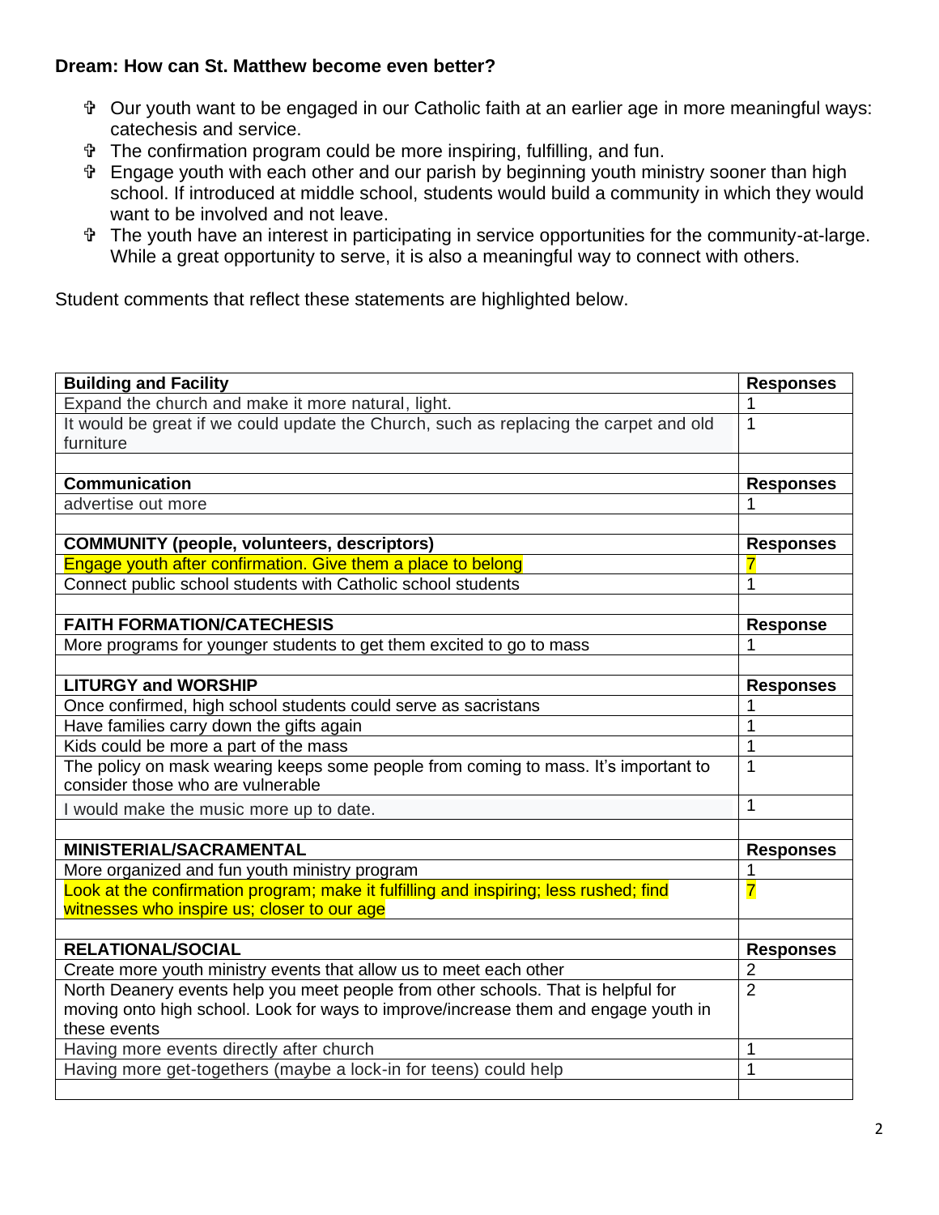**Dream: How can St. Matthew become even better?**

- ✞ Our youth want to be engaged in our Catholic faith at an earlier age in more meaningful ways: catechesis and service.
- ✞ The confirmation program could be more inspiring, fulfilling, and fun.
- ✞ Engage youth with each other and our parish by beginning youth ministry sooner than high school. If introduced at middle school, students would build a community in which they would want to be involved and not leave.
- ✞ The youth have an interest in participating in service opportunities for the community-at-large. While a great opportunity to serve, it is also a meaningful way to connect with others.

Student comments that reflect these statements are highlighted below.

| **Building and Facility** | **Responses** |
|---|---|
| Expand the church and make it more natural, light. | 1 |
| It would be great if we could update the Church, such as replacing the carpet and old furniture | 1 |
| | |
| **Communication** | **Responses** |
| advertise out more | 1 |
| | |
| **COMMUNITY (people, volunteers, descriptors)** | **Responses** |
| Engage youth after confirmation. Give them a place to belong | 7 |
| Connect public school students with Catholic school students | 1 |
| | |
| **FAITH FORMATION/CATECHESIS** | **Response** |
| More programs for younger students to get them excited to go to mass | 1 |
| | |
| **LITURGY and WORSHIP** | **Responses** |
| Once confirmed, high school students could serve as sacristans | 1 |
| Have families carry down the gifts again | 1 |
| Kids could be more a part of the mass | 1 |
| The policy on mask wearing keeps some people from coming to mass. It's important to consider those who are vulnerable | 1 |
| I would make the music more up to date. | 1 |
| | |
| **MINISTERIAL/SACRAMENTAL** | **Responses** |
| More organized and fun youth ministry program | 1 |
| Look at the confirmation program; make it fulfilling and inspiring; less rushed; find witnesses who inspire us; closer to our age | 7 |
| | |
| **RELATIONAL/SOCIAL** | **Responses** |
| Create more youth ministry events that allow us to meet each other | 2 |
| North Deanery events help you meet people from other schools. That is helpful for moving onto high school. Look for ways to improve/increase them and engage youth in these events | 2 |
| Having more events directly after church | 1 |
| Having more get-togethers (maybe a lock-in for teens) could help | 1 |
| | |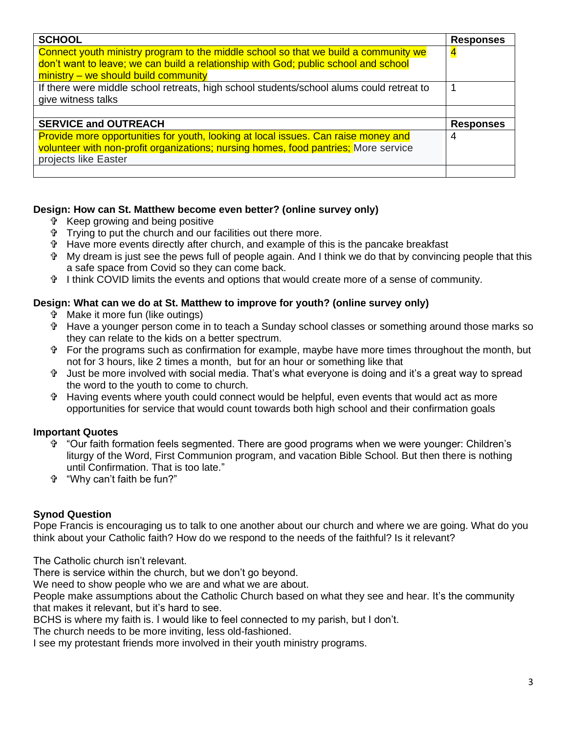| SCHOOL | Responses |
|---|---|
| Connect youth ministry program to the middle school so that we build a community we don't want to leave; we can build a relationship with God; public school and school ministry – we should build community | 4 |
| If there were middle school retreats, high school students/school alums could retreat to give witness talks | 1 |
| | |
| **SERVICE and OUTREACH** | **Responses** |
| Provide more opportunities for youth, looking at local issues. Can raise money and volunteer with non-profit organizations; nursing homes, food pantries; More service projects like Easter | 4 |
| | |

**Design: How can St. Matthew become even better? (online survey only)**

- Keep growing and being positive
- Trying to put the church and our facilities out there more.
- Have more events directly after church, and example of this is the pancake breakfast
- My dream is just see the pews full of people again. And I think we do that by convincing people that this a safe space from Covid so they can come back.
- I think COVID limits the events and options that would create more of a sense of community.

**Design: What can we do at St. Matthew to improve for youth? (online survey only)**

- Make it more fun (like outings)
- Have a younger person come in to teach a Sunday school classes or something around those marks so they can relate to the kids on a better spectrum.
- For the programs such as confirmation for example, maybe have more times throughout the month, but not for 3 hours, like 2 times a month, but for an hour or something like that
- Just be more involved with social media. That's what everyone is doing and it's a great way to spread the word to the youth to come to church.
- Having events where youth could connect would be helpful, even events that would act as more opportunities for service that would count towards both high school and their confirmation goals

**Important Quotes**

- "Our faith formation feels segmented. There are good programs when we were younger: Children's liturgy of the Word, First Communion program, and vacation Bible School. But then there is nothing until Confirmation. That is too late."
- "Why can't faith be fun?"

**Synod Question**

Pope Francis is encouraging us to talk to one another about our church and where we are going. What do you think about your Catholic faith? How do we respond to the needs of the faithful? Is it relevant?

The Catholic church isn't relevant.
There is service within the church, but we don't go beyond.
We need to show people who we are and what we are about.
People make assumptions about the Catholic Church based on what they see and hear. It's the community that makes it relevant, but it's hard to see.
BCHS is where my faith is. I would like to feel connected to my parish, but I don't.
The church needs to be more inviting, less old-fashioned.
I see my protestant friends more involved in their youth ministry programs.